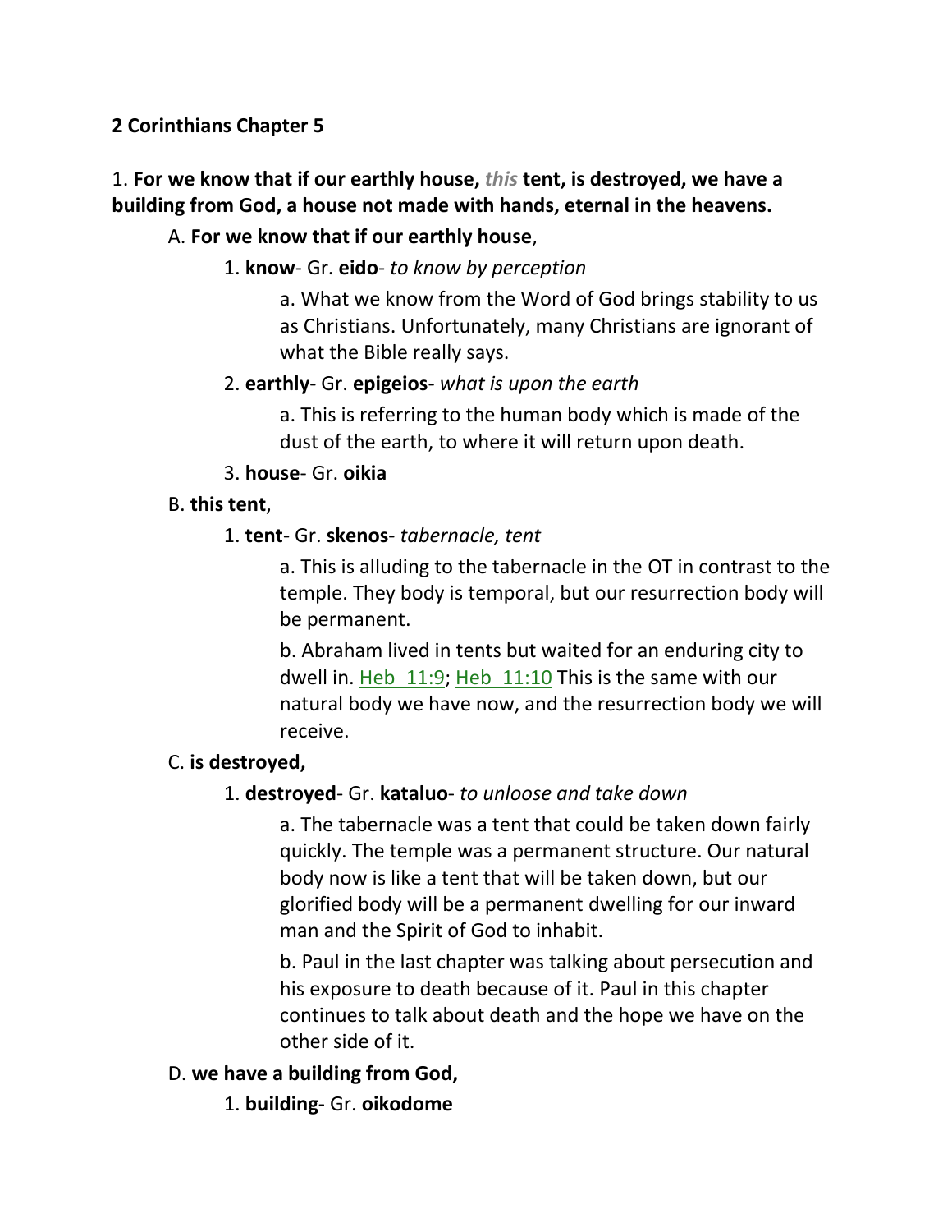**2 Corinthians Chapter 5**

1. **For we know that if our earthly house, *this* tent, is destroyed, we have a building from God, a house not made with hands, eternal in the heavens.**

A. **For we know that if our earthly house**,

1. **know**- Gr. **eido**- *to know by perception*

a. What we know from the Word of God brings stability to us as Christians. Unfortunately, many Christians are ignorant of what the Bible really says.

2. **earthly**- Gr. **epigeios**- *what is upon the earth*

a. This is referring to the human body which is made of the dust of the earth, to where it will return upon death.

3. **house**- Gr. **oikia**

B. **this tent**,

1. **tent**- Gr. **skenos**- *tabernacle, tent*

a. This is alluding to the tabernacle in the OT in contrast to the temple. They body is temporal, but our resurrection body will be permanent.

b. Abraham lived in tents but waited for an enduring city to dwell in. Heb 11:9; Heb 11:10 This is the same with our natural body we have now, and the resurrection body we will receive.

C. **is destroyed,**

1. **destroyed**- Gr. **kataluo**- *to unloose and take down*

a. The tabernacle was a tent that could be taken down fairly quickly. The temple was a permanent structure. Our natural body now is like a tent that will be taken down, but our glorified body will be a permanent dwelling for our inward man and the Spirit of God to inhabit.

b. Paul in the last chapter was talking about persecution and his exposure to death because of it. Paul in this chapter continues to talk about death and the hope we have on the other side of it.

D. **we have a building from God,**

1. **building**- Gr. **oikodome**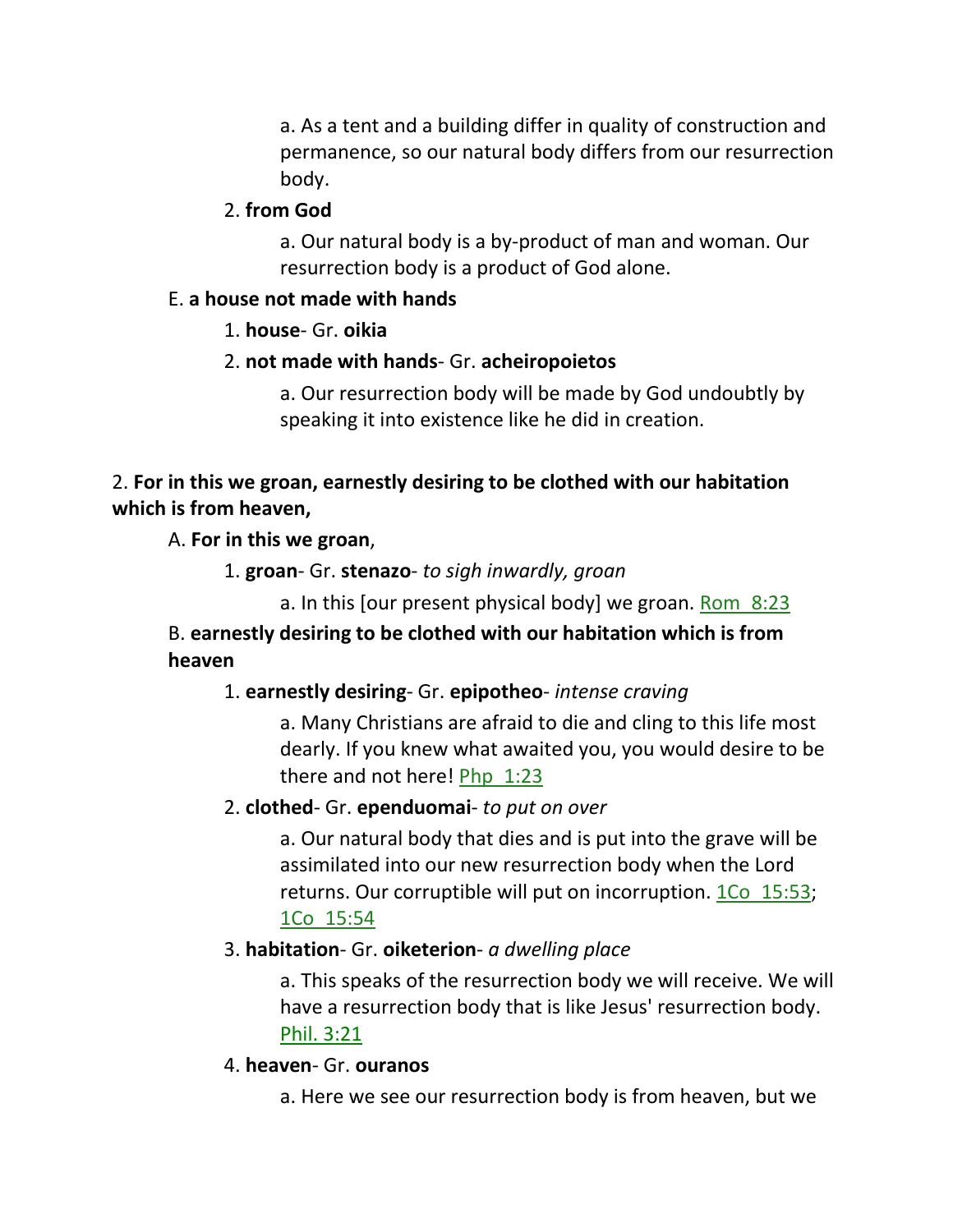a. As a tent and a building differ in quality of construction and permanence, so our natural body differs from our resurrection body.

2. **from God**

a. Our natural body is a by-product of man and woman. Our resurrection body is a product of God alone.

E. **a house not made with hands**

1. **house**- Gr. **oikia**

2. **not made with hands**- Gr. **acheiropoietos**

a. Our resurrection body will be made by God undoubtly by speaking it into existence like he did in creation.

2. **For in this we groan, earnestly desiring to be clothed with our habitation which is from heaven,**

A. **For in this we groan**,

1. **groan**- Gr. **stenazo**- *to sigh inwardly, groan*

a. In this [our present physical body] we groan. Rom 8:23

B. **earnestly desiring to be clothed with our habitation which is from heaven**

1. **earnestly desiring**- Gr. **epipotheo**- *intense craving*

a. Many Christians are afraid to die and cling to this life most dearly. If you knew what awaited you, you would desire to be there and not here! Php 1:23

2. **clothed**- Gr. **ependuomai**- *to put on over*

a. Our natural body that dies and is put into the grave will be assimilated into our new resurrection body when the Lord returns. Our corruptible will put on incorruption. 1Co 15:53; 1Co 15:54

3. **habitation**- Gr. **oiketerion**- *a dwelling place*

a. This speaks of the resurrection body we will receive. We will have a resurrection body that is like Jesus' resurrection body. Phil. 3:21

4. **heaven**- Gr. **ouranos**

a. Here we see our resurrection body is from heaven, but we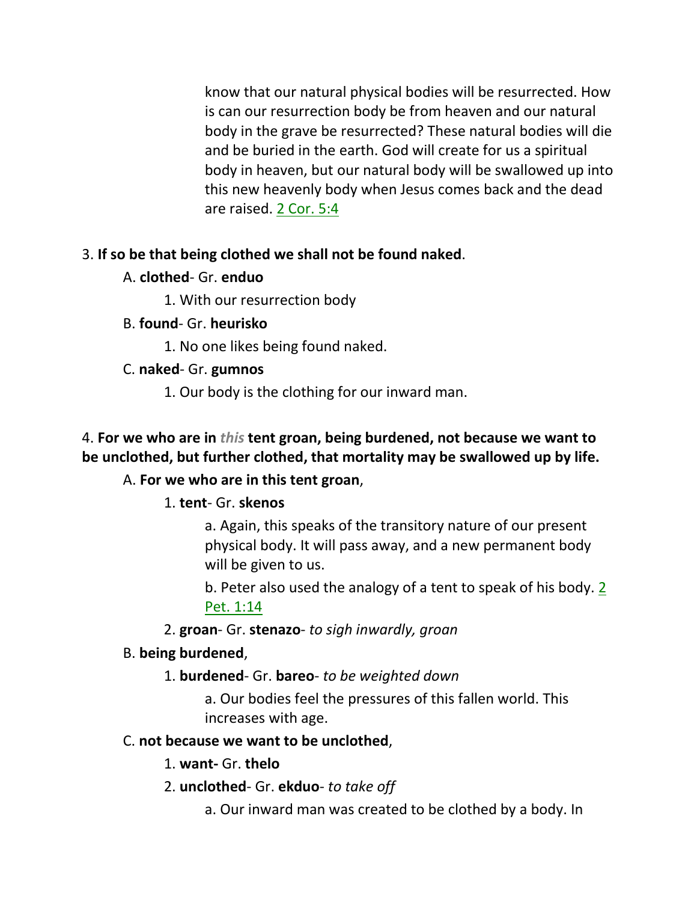know that our natural physical bodies will be resurrected. How is can our resurrection body be from heaven and our natural body in the grave be resurrected? These natural bodies will die and be buried in the earth. God will create for us a spiritual body in heaven, but our natural body will be swallowed up into this new heavenly body when Jesus comes back and the dead are raised. 2 Cor. 5:4

3. **If so be that being clothed we shall not be found naked**.

   A. **clothed**- Gr. **enduo**

      1. With our resurrection body

   B. **found**- Gr. **heurisko**

      1. No one likes being found naked.

   C. **naked**- Gr. **gumnos**

      1. Our body is the clothing for our inward man.

4. **For we who are in *this* tent groan, being burdened, not because we want to be unclothed, but further clothed, that mortality may be swallowed up by life.**

   A. **For we who are in this tent groan**,

      1. **tent**- Gr. **skenos**

         a. Again, this speaks of the transitory nature of our present physical body. It will pass away, and a new permanent body will be given to us.

         b. Peter also used the analogy of a tent to speak of his body. 2 Pet. 1:14

      2. **groan**- Gr. **stenazo**- *to sigh inwardly, groan*

   B. **being burdened**,

      1. **burdened**- Gr. **bareo**- *to be weighted down*

         a. Our bodies feel the pressures of this fallen world. This increases with age.

   C. **not because we want to be unclothed**,

      1. **want-** Gr. **thelo**

      2. **unclothed**- Gr. **ekduo**- *to take off*

         a. Our inward man was created to be clothed by a body. In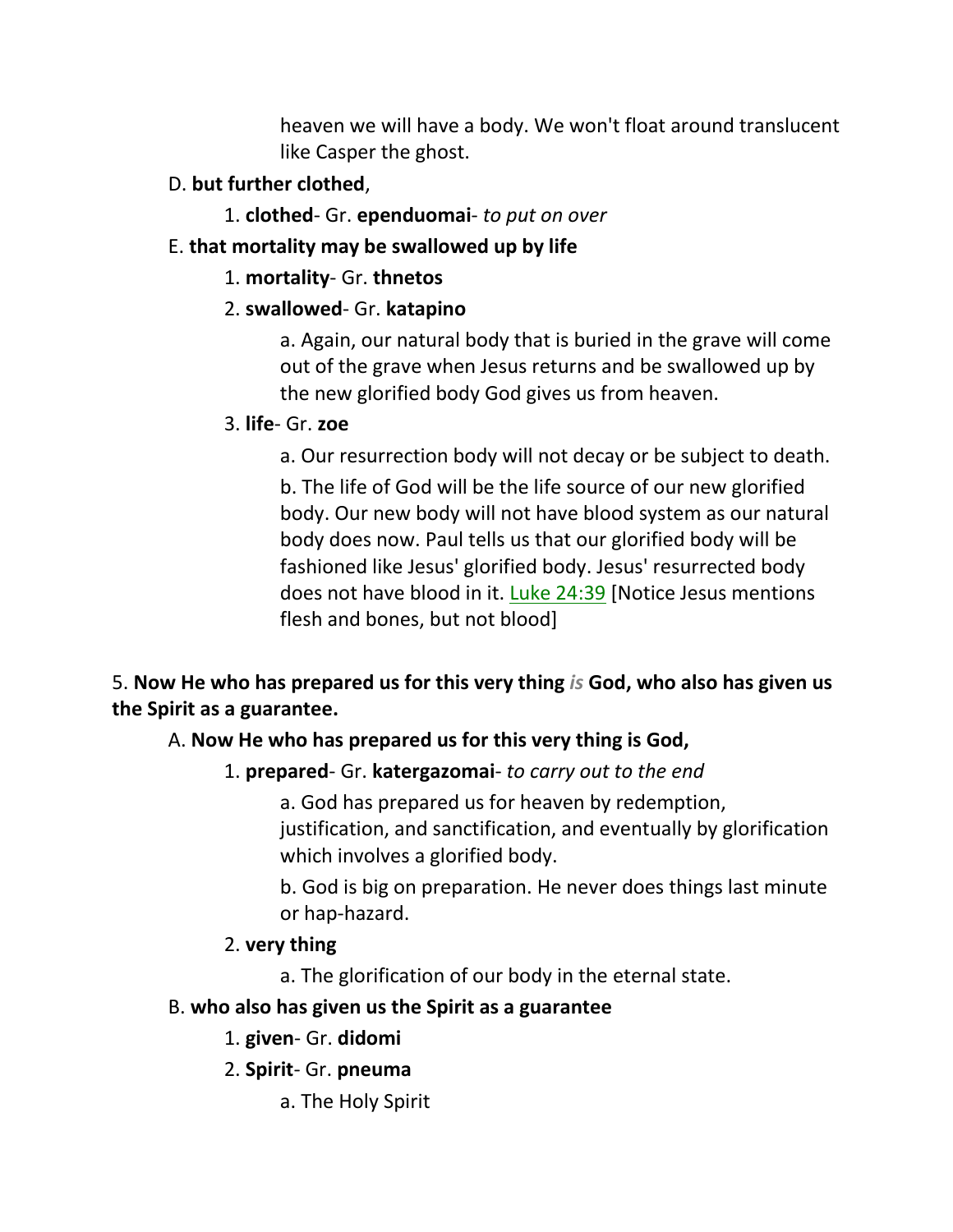heaven we will have a body. We won't float around translucent like Casper the ghost.

D. **but further clothed**,

1. **clothed**- Gr. **ependuomai**- *to put on over*

E. **that mortality may be swallowed up by life**

1. **mortality**- Gr. **thnetos**

2. **swallowed**- Gr. **katapino**

a. Again, our natural body that is buried in the grave will come out of the grave when Jesus returns and be swallowed up by the new glorified body God gives us from heaven.

3. **life**- Gr. **zoe**

a. Our resurrection body will not decay or be subject to death.

b. The life of God will be the life source of our new glorified body. Our new body will not have blood system as our natural body does now. Paul tells us that our glorified body will be fashioned like Jesus' glorified body. Jesus' resurrected body does not have blood in it. Luke 24:39 [Notice Jesus mentions flesh and bones, but not blood]

5. **Now He who has prepared us for this very thing** ***is*** **God, who also has given us the Spirit as a guarantee.**

A. **Now He who has prepared us for this very thing is God,**

1. **prepared**- Gr. **katergazomai**- *to carry out to the end*

a. God has prepared us for heaven by redemption, justification, and sanctification, and eventually by glorification which involves a glorified body.

b. God is big on preparation. He never does things last minute or hap-hazard.

2. **very thing**

a. The glorification of our body in the eternal state.

B. **who also has given us the Spirit as a guarantee**

1. **given**- Gr. **didomi**

2. **Spirit**- Gr. **pneuma**

a. The Holy Spirit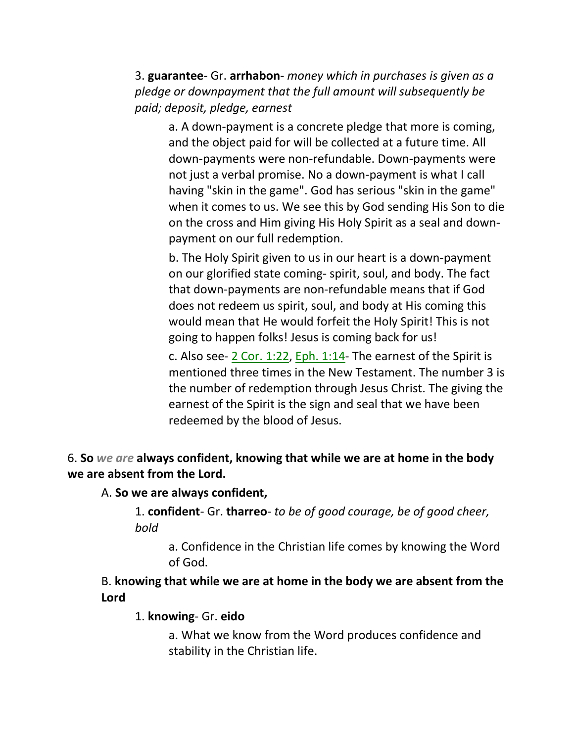3. **guarantee**- Gr. **arrhabon**- *money which in purchases is given as a pledge or downpayment that the full amount will subsequently be paid; deposit, pledge, earnest*

a. A down-payment is a concrete pledge that more is coming, and the object paid for will be collected at a future time. All down-payments were non-refundable. Down-payments were not just a verbal promise. No a down-payment is what I call having "skin in the game". God has serious "skin in the game" when it comes to us. We see this by God sending His Son to die on the cross and Him giving His Holy Spirit as a seal and down-payment on our full redemption.

b. The Holy Spirit given to us in our heart is a down-payment on our glorified state coming- spirit, soul, and body. The fact that down-payments are non-refundable means that if God does not redeem us spirit, soul, and body at His coming this would mean that He would forfeit the Holy Spirit! This is not going to happen folks! Jesus is coming back for us!

c. Also see- 2 Cor. 1:22, Eph. 1:14- The earnest of the Spirit is mentioned three times in the New Testament. The number 3 is the number of redemption through Jesus Christ. The giving the earnest of the Spirit is the sign and seal that we have been redeemed by the blood of Jesus.

6. **So** *we are* **always confident, knowing that while we are at home in the body we are absent from the Lord.**

A. **So we are always confident,**

1. **confident**- Gr. **tharreo**- *to be of good courage, be of good cheer, bold*

a. Confidence in the Christian life comes by knowing the Word of God.

B. **knowing that while we are at home in the body we are absent from the Lord**

1. **knowing**- Gr. **eido**

a. What we know from the Word produces confidence and stability in the Christian life.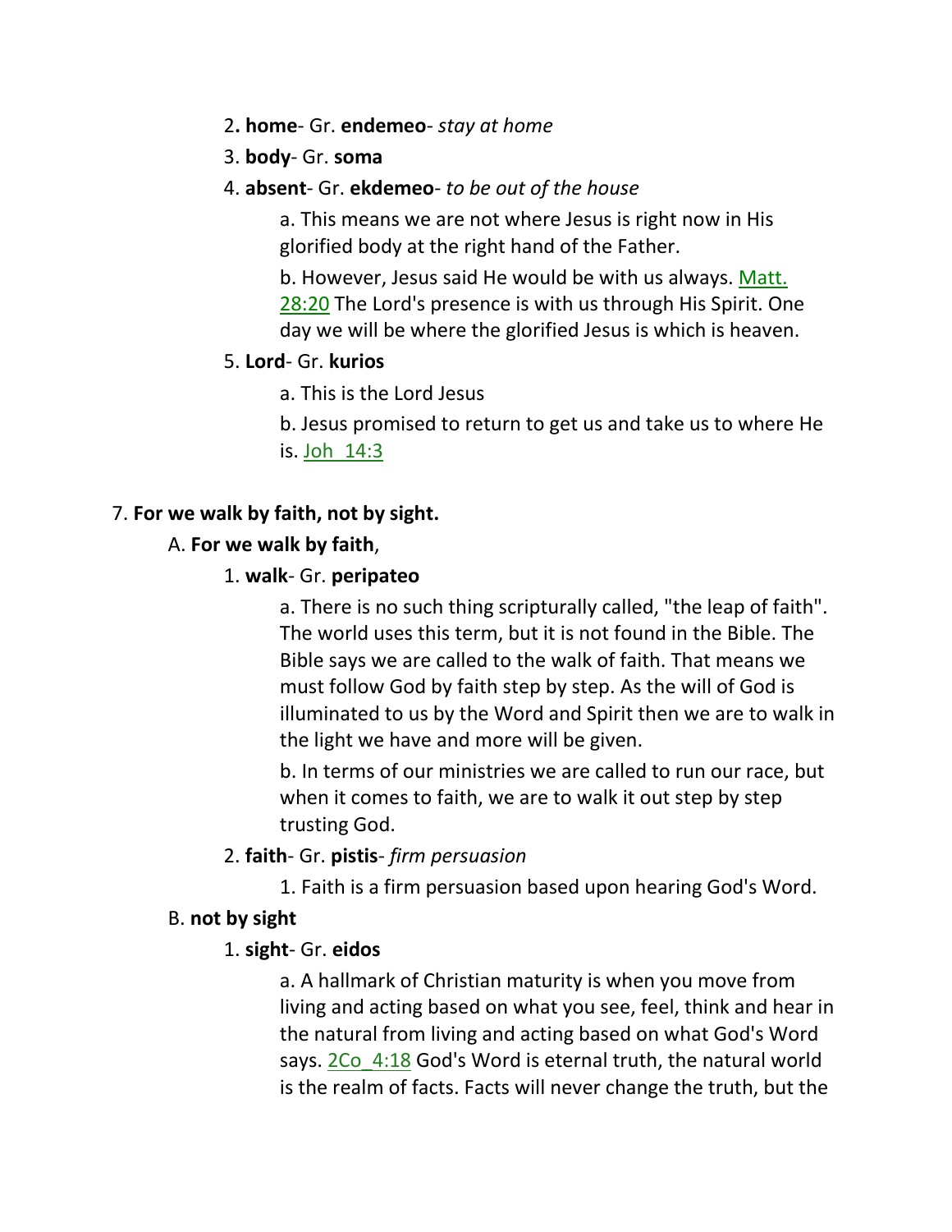2. **home**- Gr. **endemeo**- *stay at home*

3. **body**- Gr. **soma**

4. **absent**- Gr. **ekdemeo**- *to be out of the house*

   a. This means we are not where Jesus is right now in His glorified body at the right hand of the Father.

   b. However, Jesus said He would be with us always. Matt. 28:20 The Lord's presence is with us through His Spirit. One day we will be where the glorified Jesus is which is heaven.

5. **Lord**- Gr. **kurios**

   a. This is the Lord Jesus

   b. Jesus promised to return to get us and take us to where He is. Joh_14:3

7. **For we walk by faith, not by sight.**

A. **For we walk by faith**,

1. **walk**- Gr. **peripateo**

   a. There is no such thing scripturally called, "the leap of faith". The world uses this term, but it is not found in the Bible. The Bible says we are called to the walk of faith. That means we must follow God by faith step by step. As the will of God is illuminated to us by the Word and Spirit then we are to walk in the light we have and more will be given.

   b. In terms of our ministries we are called to run our race, but when it comes to faith, we are to walk it out step by step trusting God.

2. **faith**- Gr. **pistis**- *firm persuasion*

   1. Faith is a firm persuasion based upon hearing God's Word.

B. **not by sight**

1. **sight**- Gr. **eidos**

   a. A hallmark of Christian maturity is when you move from living and acting based on what you see, feel, think and hear in the natural from living and acting based on what God's Word says. 2Co_4:18 God's Word is eternal truth, the natural world is the realm of facts. Facts will never change the truth, but the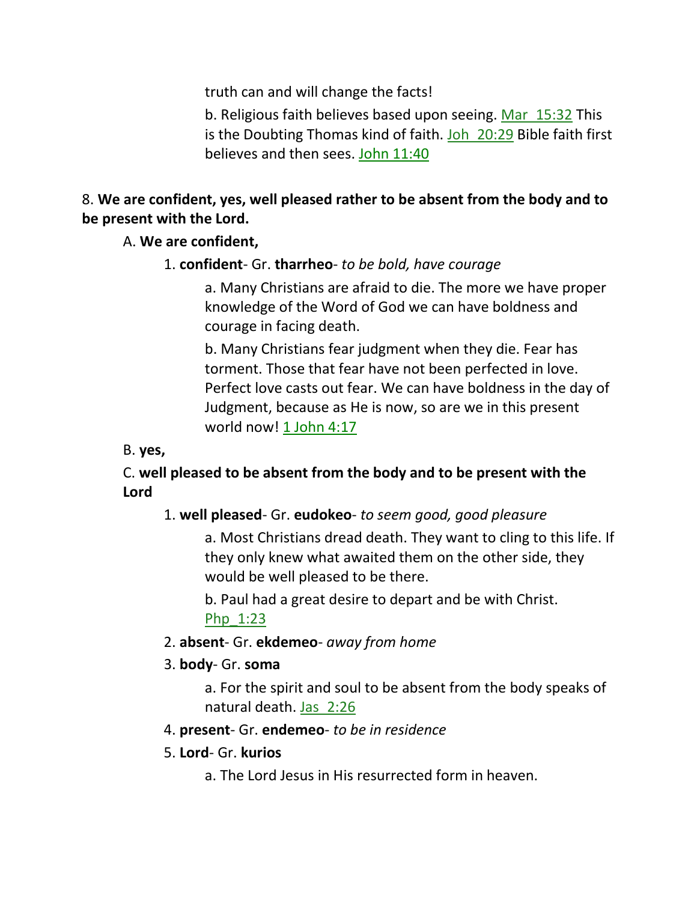truth can and will change the facts!

b. Religious faith believes based upon seeing. Mar_15:32 This is the Doubting Thomas kind of faith. Joh_20:29 Bible faith first believes and then sees. John 11:40

8. **We are confident, yes, well pleased rather to be absent from the body and to be present with the Lord.**

A. **We are confident,**

1. **confident**- Gr. **tharrheo**- *to be bold, have courage*

a. Many Christians are afraid to die. The more we have proper knowledge of the Word of God we can have boldness and courage in facing death.

b. Many Christians fear judgment when they die. Fear has torment. Those that fear have not been perfected in love. Perfect love casts out fear. We can have boldness in the day of Judgment, because as He is now, so are we in this present world now! 1 John 4:17

B. **yes,**

C. **well pleased to be absent from the body and to be present with the Lord**

1. **well pleased**- Gr. **eudokeo**- *to seem good, good pleasure*

a. Most Christians dread death. They want to cling to this life. If they only knew what awaited them on the other side, they would be well pleased to be there.

b. Paul had a great desire to depart and be with Christ. Php_1:23

2. **absent**- Gr. **ekdemeo**- *away from home*

3. **body**- Gr. **soma**

a. For the spirit and soul to be absent from the body speaks of natural death. Jas_2:26

4. **present**- Gr. **endemeo**- *to be in residence*

5. **Lord**- Gr. **kurios**

a. The Lord Jesus in His resurrected form in heaven.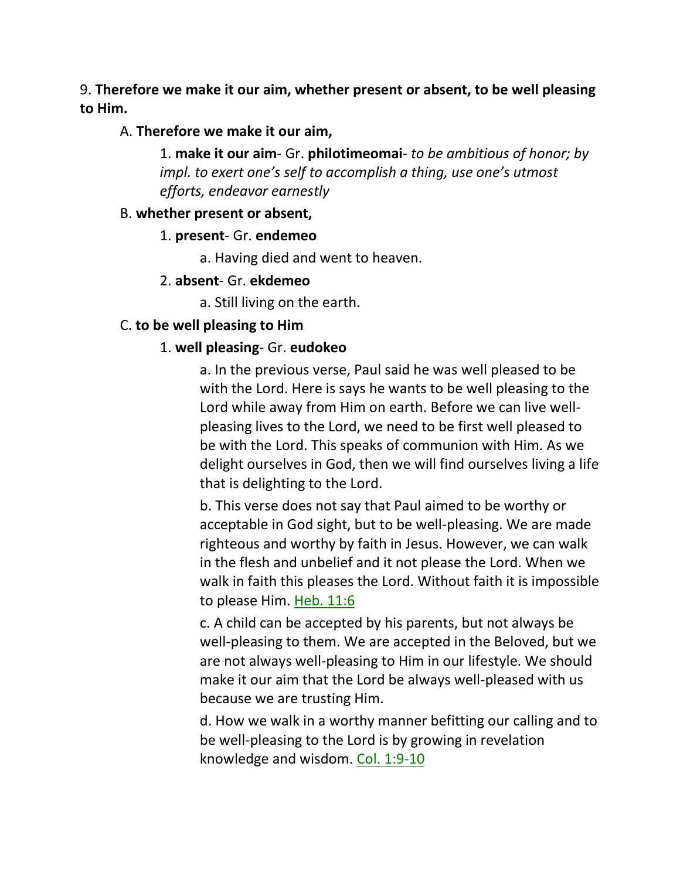9. **Therefore we make it our aim, whether present or absent, to be well pleasing to Him.**

A. **Therefore we make it our aim,**

1. **make it our aim**- Gr. **philotimeomai**- *to be ambitious of honor; by impl. to exert one's self to accomplish a thing, use one's utmost efforts, endeavor earnestly*

B. **whether present or absent,**

1. **present**- Gr. **endemeo**

a. Having died and went to heaven.

2. **absent**- Gr. **ekdemeo**

a. Still living on the earth.

C. **to be well pleasing to Him**

1. **well pleasing**- Gr. **eudokeo**

a. In the previous verse, Paul said he was well pleased to be with the Lord. Here is says he wants to be well pleasing to the Lord while away from Him on earth. Before we can live well-pleasing lives to the Lord, we need to be first well pleased to be with the Lord. This speaks of communion with Him. As we delight ourselves in God, then we will find ourselves living a life that is delighting to the Lord.

b. This verse does not say that Paul aimed to be worthy or acceptable in God sight, but to be well-pleasing. We are made righteous and worthy by faith in Jesus. However, we can walk in the flesh and unbelief and it not please the Lord. When we walk in faith this pleases the Lord. Without faith it is impossible to please Him. Heb. 11:6

c. A child can be accepted by his parents, but not always be well-pleasing to them. We are accepted in the Beloved, but we are not always well-pleasing to Him in our lifestyle. We should make it our aim that the Lord be always well-pleased with us because we are trusting Him.

d. How we walk in a worthy manner befitting our calling and to be well-pleasing to the Lord is by growing in revelation knowledge and wisdom. Col. 1:9-10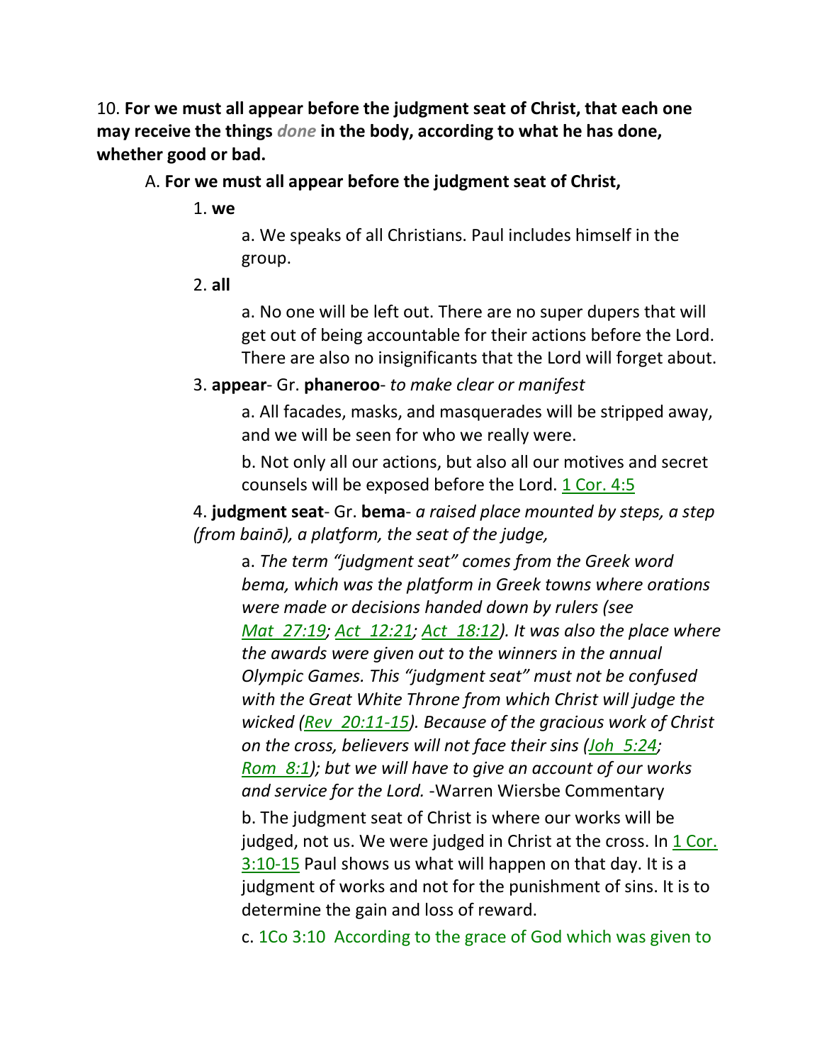10. **For we must all appear before the judgment seat of Christ, that each one may receive the things** ***done*** **in the body, according to what he has done, whether good or bad.**

A. **For we must all appear before the judgment seat of Christ,**

1. **we**

a. We speaks of all Christians. Paul includes himself in the group.

2. **all**

a. No one will be left out. There are no super dupers that will get out of being accountable for their actions before the Lord. There are also no insignificants that the Lord will forget about.

3. **appear**- Gr. **phaneroo**- *to make clear or manifest*

a. All facades, masks, and masquerades will be stripped away, and we will be seen for who we really were.

b. Not only all our actions, but also all our motives and secret counsels will be exposed before the Lord. 1 Cor. 4:5

4. **judgment seat**- Gr. **bema**- *a raised place mounted by steps, a step (from bainō), a platform, the seat of the judge,*

a. *The term "judgment seat" comes from the Greek word bema, which was the platform in Greek towns where orations were made or decisions handed down by rulers (see Mat 27:19; Act 12:21; Act 18:12). It was also the place where the awards were given out to the winners in the annual Olympic Games. This "judgment seat" must not be confused with the Great White Throne from which Christ will judge the wicked (Rev 20:11-15). Because of the gracious work of Christ on the cross, believers will not face their sins (Joh 5:24; Rom 8:1); but we will have to give an account of our works and service for the Lord.* -Warren Wiersbe Commentary

b. The judgment seat of Christ is where our works will be judged, not us. We were judged in Christ at the cross. In 1 Cor. 3:10-15 Paul shows us what will happen on that day. It is a judgment of works and not for the punishment of sins. It is to determine the gain and loss of reward.

c. 1Co 3:10 According to the grace of God which was given to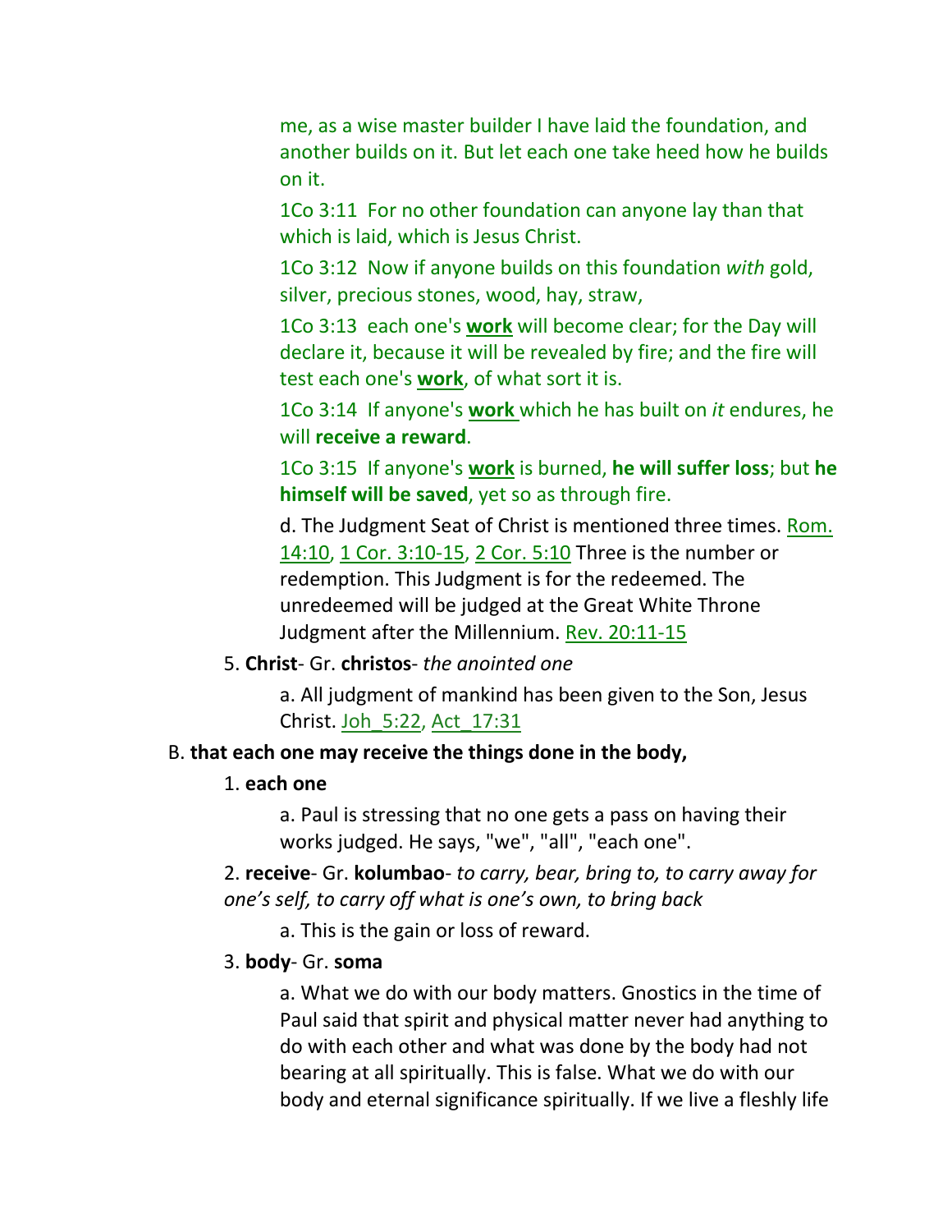me, as a wise master builder I have laid the foundation, and another builds on it. But let each one take heed how he builds on it.

1Co 3:11 For no other foundation can anyone lay than that which is laid, which is Jesus Christ.

1Co 3:12 Now if anyone builds on this foundation *with* gold, silver, precious stones, wood, hay, straw,

1Co 3:13 each one's **work** will become clear; for the Day will declare it, because it will be revealed by fire; and the fire will test each one's **work**, of what sort it is.

1Co 3:14 If anyone's **work** which he has built on *it* endures, he will **receive a reward**.

1Co 3:15 If anyone's **work** is burned, **he will suffer loss**; but **he himself will be saved**, yet so as through fire.

d. The Judgment Seat of Christ is mentioned three times. Rom. 14:10, 1 Cor. 3:10-15, 2 Cor. 5:10 Three is the number or redemption. This Judgment is for the redeemed. The unredeemed will be judged at the Great White Throne Judgment after the Millennium. Rev. 20:11-15

5. **Christ**- Gr. **christos**- *the anointed one*

a. All judgment of mankind has been given to the Son, Jesus Christ. Joh_5:22, Act_17:31

B. **that each one may receive the things done in the body,**

1. **each one**

a. Paul is stressing that no one gets a pass on having their works judged. He says, "we", "all", "each one".

2. **receive**- Gr. **kolumbao**- *to carry, bear, bring to, to carry away for one's self, to carry off what is one's own, to bring back*

a. This is the gain or loss of reward.

3. **body**- Gr. **soma**

a. What we do with our body matters. Gnostics in the time of Paul said that spirit and physical matter never had anything to do with each other and what was done by the body had not bearing at all spiritually. This is false. What we do with our body and eternal significance spiritually. If we live a fleshly life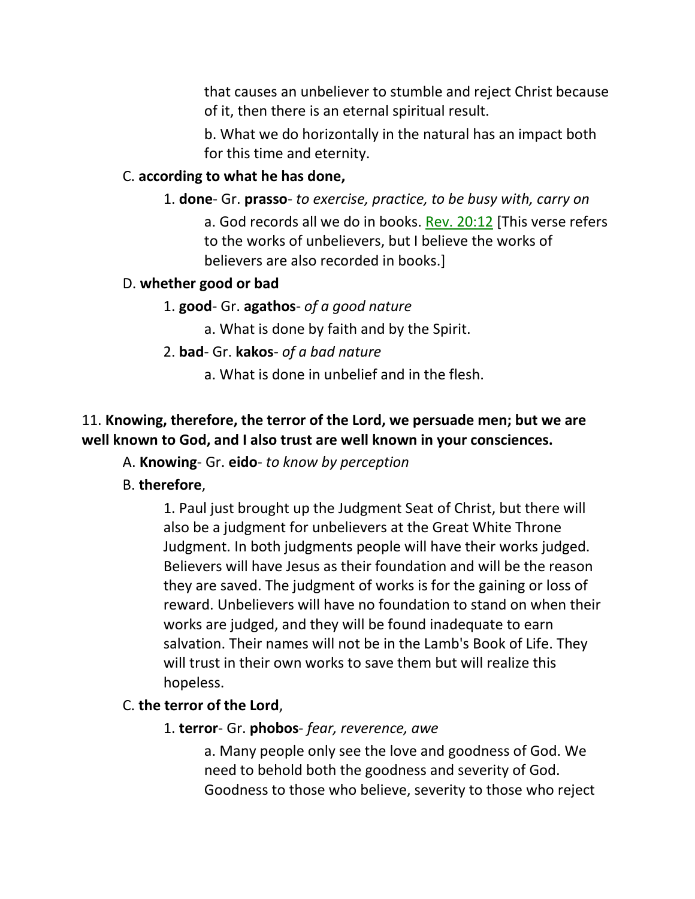that causes an unbeliever to stumble and reject Christ because of it, then there is an eternal spiritual result.

b. What we do horizontally in the natural has an impact both for this time and eternity.

C. **according to what he has done,**

1. **done**- Gr. **prasso**- *to exercise, practice, to be busy with, carry on*

a. God records all we do in books. Rev. 20:12 [This verse refers to the works of unbelievers, but I believe the works of believers are also recorded in books.]

D. **whether good or bad**

1. **good**- Gr. **agathos**- *of a good nature*

a. What is done by faith and by the Spirit.

2. **bad**- Gr. **kakos**- *of a bad nature*

a. What is done in unbelief and in the flesh.

11. **Knowing, therefore, the terror of the Lord, we persuade men; but we are well known to God, and I also trust are well known in your consciences.**

A. **Knowing**- Gr. **eido**- *to know by perception*

B. **therefore**,

1. Paul just brought up the Judgment Seat of Christ, but there will also be a judgment for unbelievers at the Great White Throne Judgment. In both judgments people will have their works judged. Believers will have Jesus as their foundation and will be the reason they are saved. The judgment of works is for the gaining or loss of reward. Unbelievers will have no foundation to stand on when their works are judged, and they will be found inadequate to earn salvation. Their names will not be in the Lamb's Book of Life. They will trust in their own works to save them but will realize this hopeless.

C. **the terror of the Lord**,

1. **terror**- Gr. **phobos**- *fear, reverence, awe*

a. Many people only see the love and goodness of God. We need to behold both the goodness and severity of God. Goodness to those who believe, severity to those who reject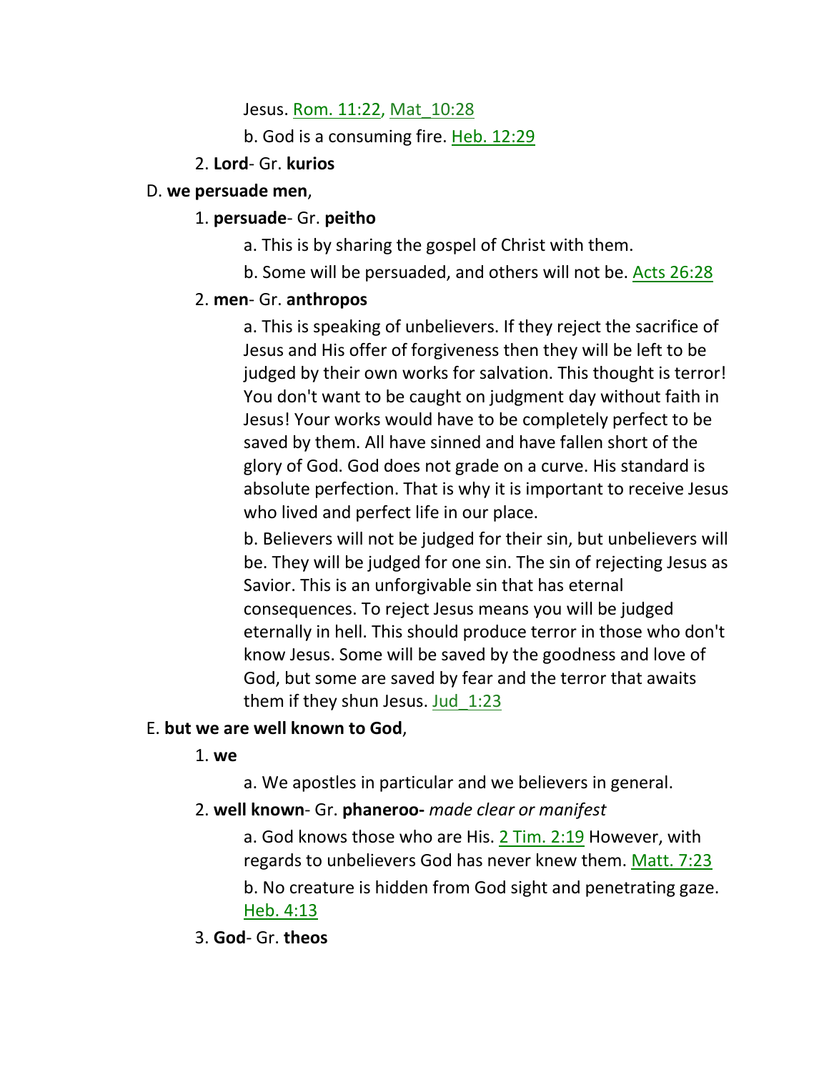Jesus. Rom. 11:22, Mat_10:28

b. God is a consuming fire. Heb. 12:29

2. **Lord**- Gr. **kurios**

D. **we persuade men**,

1. **persuade**- Gr. **peitho**

a. This is by sharing the gospel of Christ with them.

b. Some will be persuaded, and others will not be. Acts 26:28

2. **men**- Gr. **anthropos**

a. This is speaking of unbelievers. If they reject the sacrifice of Jesus and His offer of forgiveness then they will be left to be judged by their own works for salvation. This thought is terror! You don't want to be caught on judgment day without faith in Jesus! Your works would have to be completely perfect to be saved by them. All have sinned and have fallen short of the glory of God. God does not grade on a curve. His standard is absolute perfection. That is why it is important to receive Jesus who lived and perfect life in our place.

b. Believers will not be judged for their sin, but unbelievers will be. They will be judged for one sin. The sin of rejecting Jesus as Savior. This is an unforgivable sin that has eternal consequences. To reject Jesus means you will be judged eternally in hell. This should produce terror in those who don't know Jesus. Some will be saved by the goodness and love of God, but some are saved by fear and the terror that awaits them if they shun Jesus. Jud_1:23

E. **but we are well known to God**,

1. **we**

a. We apostles in particular and we believers in general.

2. **well known**- Gr. **phaneroo-** *made clear or manifest*

a. God knows those who are His. 2 Tim. 2:19 However, with regards to unbelievers God has never knew them. Matt. 7:23

b. No creature is hidden from God sight and penetrating gaze. Heb. 4:13

3. **God**- Gr. **theos**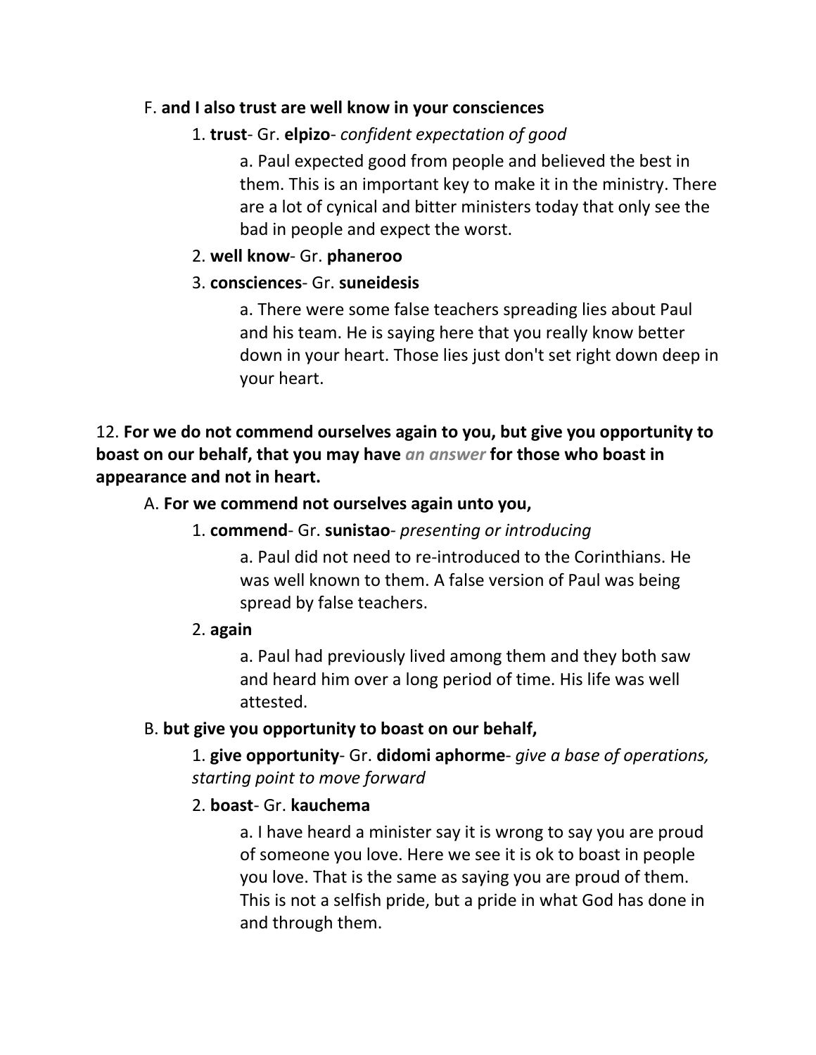F. **and I also trust are well know in your consciences**

1. **trust**- Gr. **elpizo**- *confident expectation of good*

a. Paul expected good from people and believed the best in them. This is an important key to make it in the ministry. There are a lot of cynical and bitter ministers today that only see the bad in people and expect the worst.

2. **well know**- Gr. **phaneroo**

3. **consciences**- Gr. **suneidesis**

a. There were some false teachers spreading lies about Paul and his team. He is saying here that you really know better down in your heart. Those lies just don't set right down deep in your heart.

12. **For we do not commend ourselves again to you, but give you opportunity to boast on our behalf, that you may have** *an answer* **for those who boast in appearance and not in heart.**

A. **For we commend not ourselves again unto you,**

1. **commend**- Gr. **sunistao**- *presenting or introducing*

a. Paul did not need to re-introduced to the Corinthians. He was well known to them. A false version of Paul was being spread by false teachers.

2. **again**

a. Paul had previously lived among them and they both saw and heard him over a long period of time. His life was well attested.

B. **but give you opportunity to boast on our behalf,**

1. **give opportunity**- Gr. **didomi aphorme**- *give a base of operations, starting point to move forward*

2. **boast**- Gr. **kauchema**

a. I have heard a minister say it is wrong to say you are proud of someone you love. Here we see it is ok to boast in people you love. That is the same as saying you are proud of them. This is not a selfish pride, but a pride in what God has done in and through them.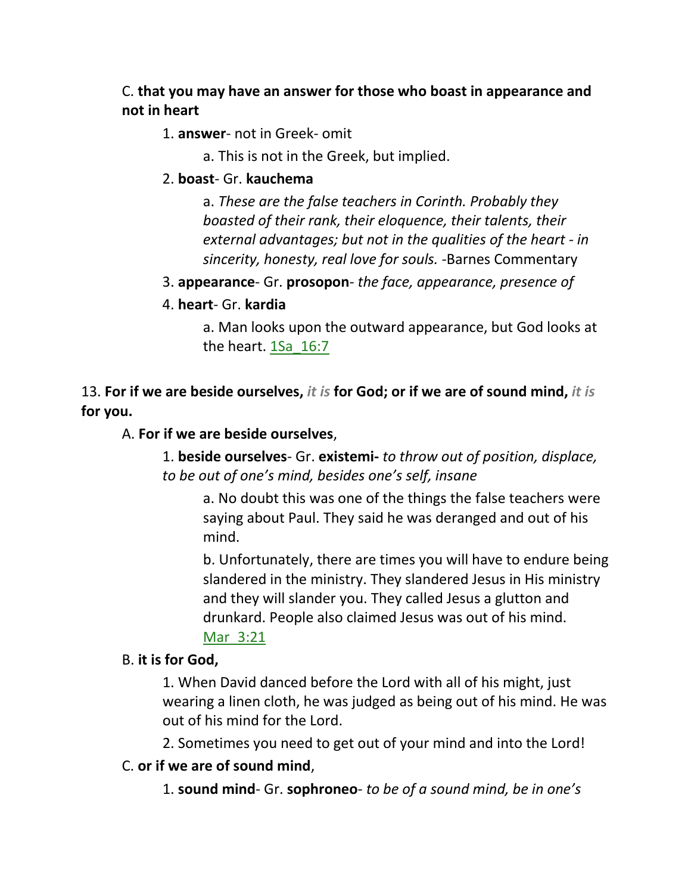C. **that you may have an answer for those who boast in appearance and not in heart**

1. **answer**- not in Greek- omit

    a. This is not in the Greek, but implied.

2. **boast**- Gr. **kauchema**

    a. *These are the false teachers in Corinth. Probably they boasted of their rank, their eloquence, their talents, their external advantages; but not in the qualities of the heart - in sincerity, honesty, real love for souls.* -Barnes Commentary

3. **appearance**- Gr. **prosopon**- *the face, appearance, presence of*

4. **heart**- Gr. **kardia**

    a. Man looks upon the outward appearance, but God looks at the heart. 1Sa_16:7

13. **For if we are beside ourselves,** ***it is*** **for God; or if we are of sound mind,** ***it is*** **for you.**

A. **For if we are beside ourselves**,

1. **beside ourselves**- Gr. **existemi-** *to throw out of position, displace, to be out of one's mind, besides one's self, insane*

    a. No doubt this was one of the things the false teachers were saying about Paul. They said he was deranged and out of his mind.

    b. Unfortunately, there are times you will have to endure being slandered in the ministry. They slandered Jesus in His ministry and they will slander you. They called Jesus a glutton and drunkard. People also claimed Jesus was out of his mind. Mar_3:21

B. **it is for God,**

1. When David danced before the Lord with all of his might, just wearing a linen cloth, he was judged as being out of his mind. He was out of his mind for the Lord.

2. Sometimes you need to get out of your mind and into the Lord!

C. **or if we are of sound mind**,

1. **sound mind**- Gr. **sophroneo**- *to be of a sound mind, be in one's*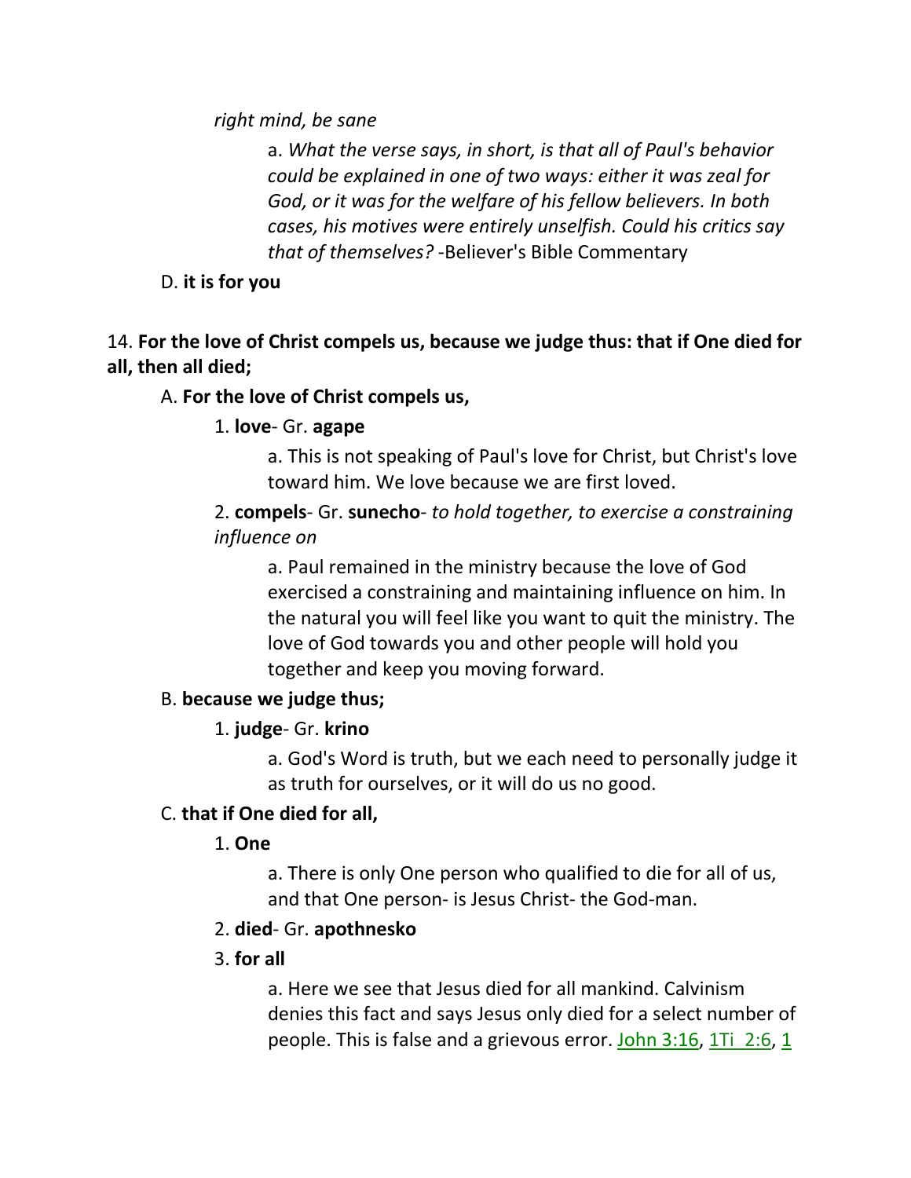*right mind, be sane*

a. *What the verse says, in short, is that all of Paul's behavior could be explained in one of two ways: either it was zeal for God, or it was for the welfare of his fellow believers. In both cases, his motives were entirely unselfish. Could his critics say that of themselves?* -Believer's Bible Commentary

D. **it is for you**

14. **For the love of Christ compels us, because we judge thus: that if One died for all, then all died;**

A. **For the love of Christ compels us,**

1. **love**- Gr. **agape**

a. This is not speaking of Paul's love for Christ, but Christ's love toward him. We love because we are first loved.

2. **compels**- Gr. **sunecho**- *to hold together, to exercise a constraining influence on*

a. Paul remained in the ministry because the love of God exercised a constraining and maintaining influence on him. In the natural you will feel like you want to quit the ministry. The love of God towards you and other people will hold you together and keep you moving forward.

B. **because we judge thus;**

1. **judge**- Gr. **krino**

a. God's Word is truth, but we each need to personally judge it as truth for ourselves, or it will do us no good.

C. **that if One died for all,**

1. **One**

a. There is only One person who qualified to die for all of us, and that One person- is Jesus Christ- the God-man.

2. **died**- Gr. **apothnesko**

3. **for all**

a. Here we see that Jesus died for all mankind. Calvinism denies this fact and says Jesus only died for a select number of people. This is false and a grievous error. John 3:16, 1Ti 2:6, 1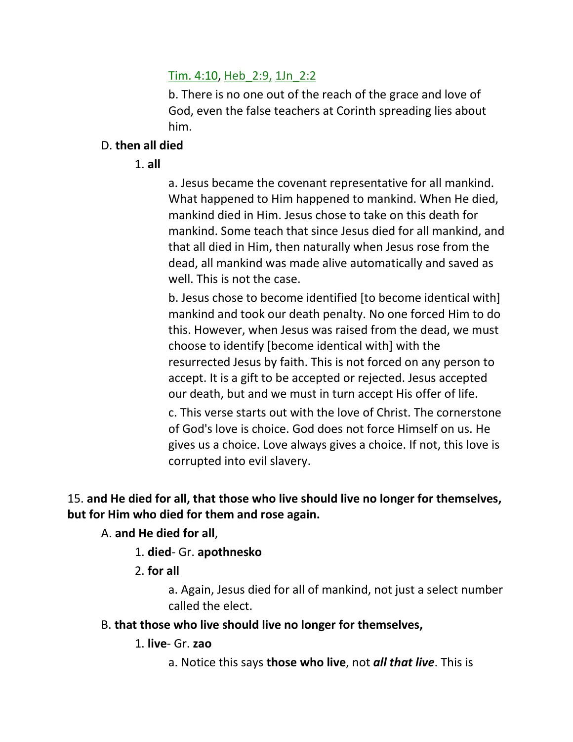Tim. 4:10, Heb_2:9, 1Jn_2:2

b. There is no one out of the reach of the grace and love of God, even the false teachers at Corinth spreading lies about him.

D. **then all died**

1. **all**

a. Jesus became the covenant representative for all mankind. What happened to Him happened to mankind. When He died, mankind died in Him. Jesus chose to take on this death for mankind. Some teach that since Jesus died for all mankind, and that all died in Him, then naturally when Jesus rose from the dead, all mankind was made alive automatically and saved as well. This is not the case.

b. Jesus chose to become identified [to become identical with] mankind and took our death penalty. No one forced Him to do this. However, when Jesus was raised from the dead, we must choose to identify [become identical with] with the resurrected Jesus by faith. This is not forced on any person to accept. It is a gift to be accepted or rejected. Jesus accepted our death, but and we must in turn accept His offer of life.

c. This verse starts out with the love of Christ. The cornerstone of God's love is choice. God does not force Himself on us. He gives us a choice. Love always gives a choice. If not, this love is corrupted into evil slavery.

15. **and He died for all, that those who live should live no longer for themselves, but for Him who died for them and rose again.**

A. **and He died for all**,

1. **died**- Gr. **apothnesko**

2. **for all**

a. Again, Jesus died for all of mankind, not just a select number called the elect.

B. **that those who live should live no longer for themselves,**

1. **live**- Gr. **zao**

a. Notice this says **those who live**, not ***all that live***. This is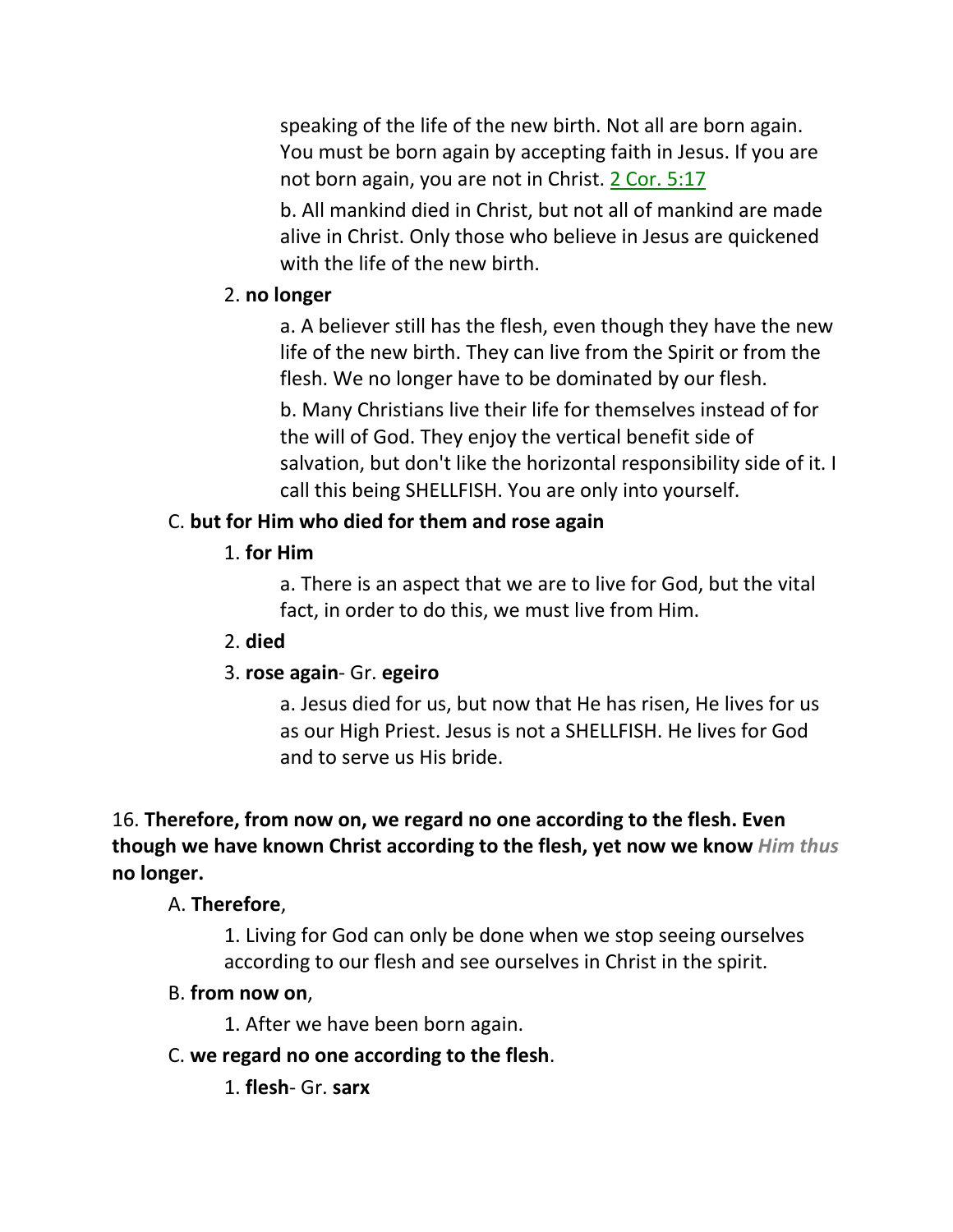speaking of the life of the new birth. Not all are born again. You must be born again by accepting faith in Jesus. If you are not born again, you are not in Christ. 2 Cor. 5:17

b. All mankind died in Christ, but not all of mankind are made alive in Christ. Only those who believe in Jesus are quickened with the life of the new birth.

2. **no longer**

a. A believer still has the flesh, even though they have the new life of the new birth. They can live from the Spirit or from the flesh. We no longer have to be dominated by our flesh.

b. Many Christians live their life for themselves instead of for the will of God. They enjoy the vertical benefit side of salvation, but don't like the horizontal responsibility side of it. I call this being SHELLFISH. You are only into yourself.

C. **but for Him who died for them and rose again**

1. **for Him**

a. There is an aspect that we are to live for God, but the vital fact, in order to do this, we must live from Him.

2. **died**

3. **rose again**- Gr. **egeiro**

a. Jesus died for us, but now that He has risen, He lives for us as our High Priest. Jesus is not a SHELLFISH. He lives for God and to serve us His bride.

16. **Therefore, from now on, we regard no one according to the flesh. Even though we have known Christ according to the flesh, yet now we know *Him thus* no longer.**

A. **Therefore**,

1. Living for God can only be done when we stop seeing ourselves according to our flesh and see ourselves in Christ in the spirit.

B. **from now on**,

1. After we have been born again.

C. **we regard no one according to the flesh**.

1. **flesh**- Gr. **sarx**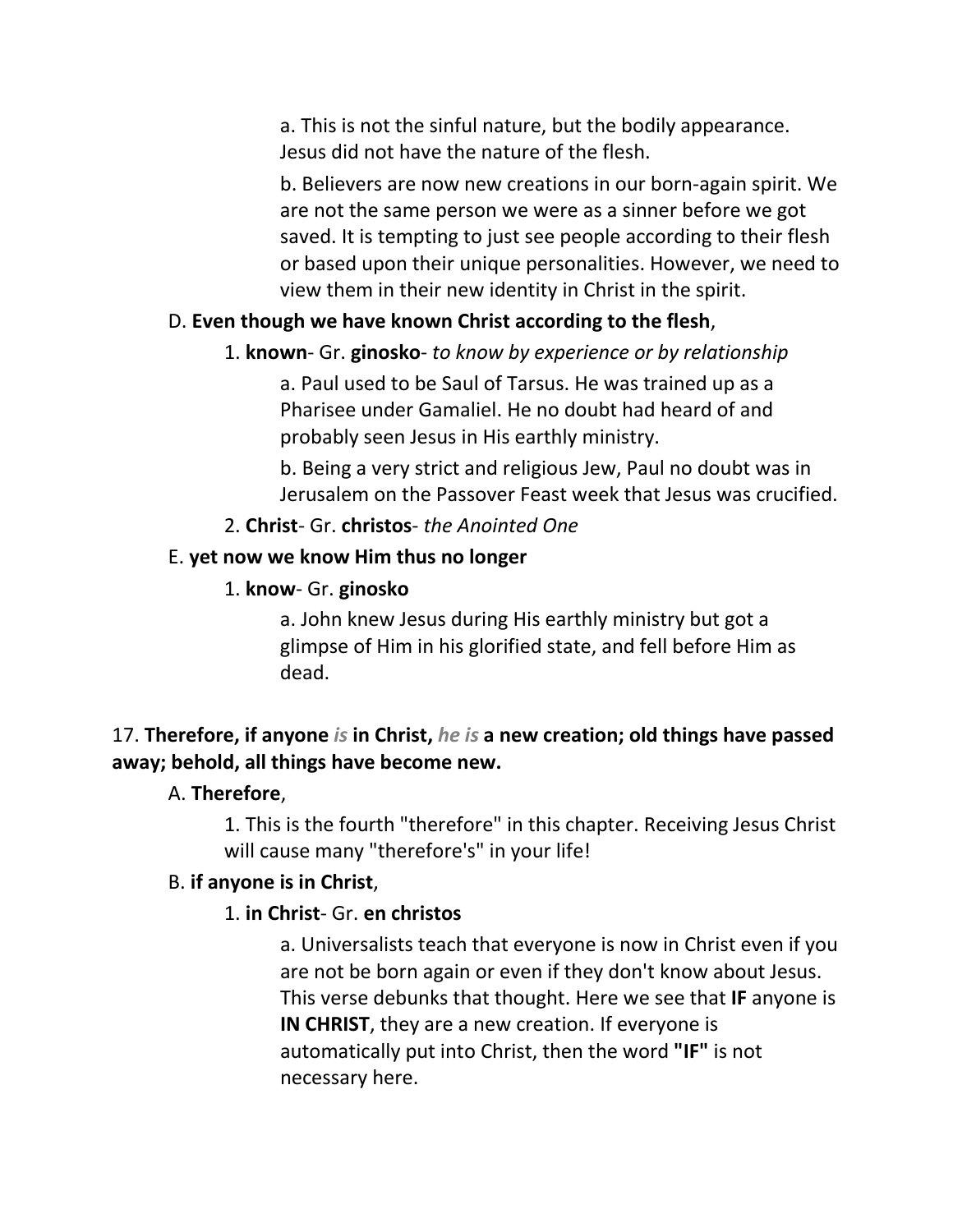a. This is not the sinful nature, but the bodily appearance. Jesus did not have the nature of the flesh.

b. Believers are now new creations in our born-again spirit. We are not the same person we were as a sinner before we got saved. It is tempting to just see people according to their flesh or based upon their unique personalities. However, we need to view them in their new identity in Christ in the spirit.

D. **Even though we have known Christ according to the flesh**,

1. **known**- Gr. **ginosko**- *to know by experience or by relationship*

a. Paul used to be Saul of Tarsus. He was trained up as a Pharisee under Gamaliel. He no doubt had heard of and probably seen Jesus in His earthly ministry.

b. Being a very strict and religious Jew, Paul no doubt was in Jerusalem on the Passover Feast week that Jesus was crucified.

2. **Christ**- Gr. **christos**- *the Anointed One*

E. **yet now we know Him thus no longer**

1. **know**- Gr. **ginosko**

a. John knew Jesus during His earthly ministry but got a glimpse of Him in his glorified state, and fell before Him as dead.

17. **Therefore, if anyone *is* in Christ, *he is* a new creation; old things have passed away; behold, all things have become new.**

A. **Therefore**,

1. This is the fourth "therefore" in this chapter. Receiving Jesus Christ will cause many "therefore's" in your life!

B. **if anyone is in Christ**,

1. **in Christ**- Gr. **en christos**

a. Universalists teach that everyone is now in Christ even if you are not be born again or even if they don't know about Jesus. This verse debunks that thought. Here we see that **IF** anyone is **IN CHRIST**, they are a new creation. If everyone is automatically put into Christ, then the word **"IF"** is not necessary here.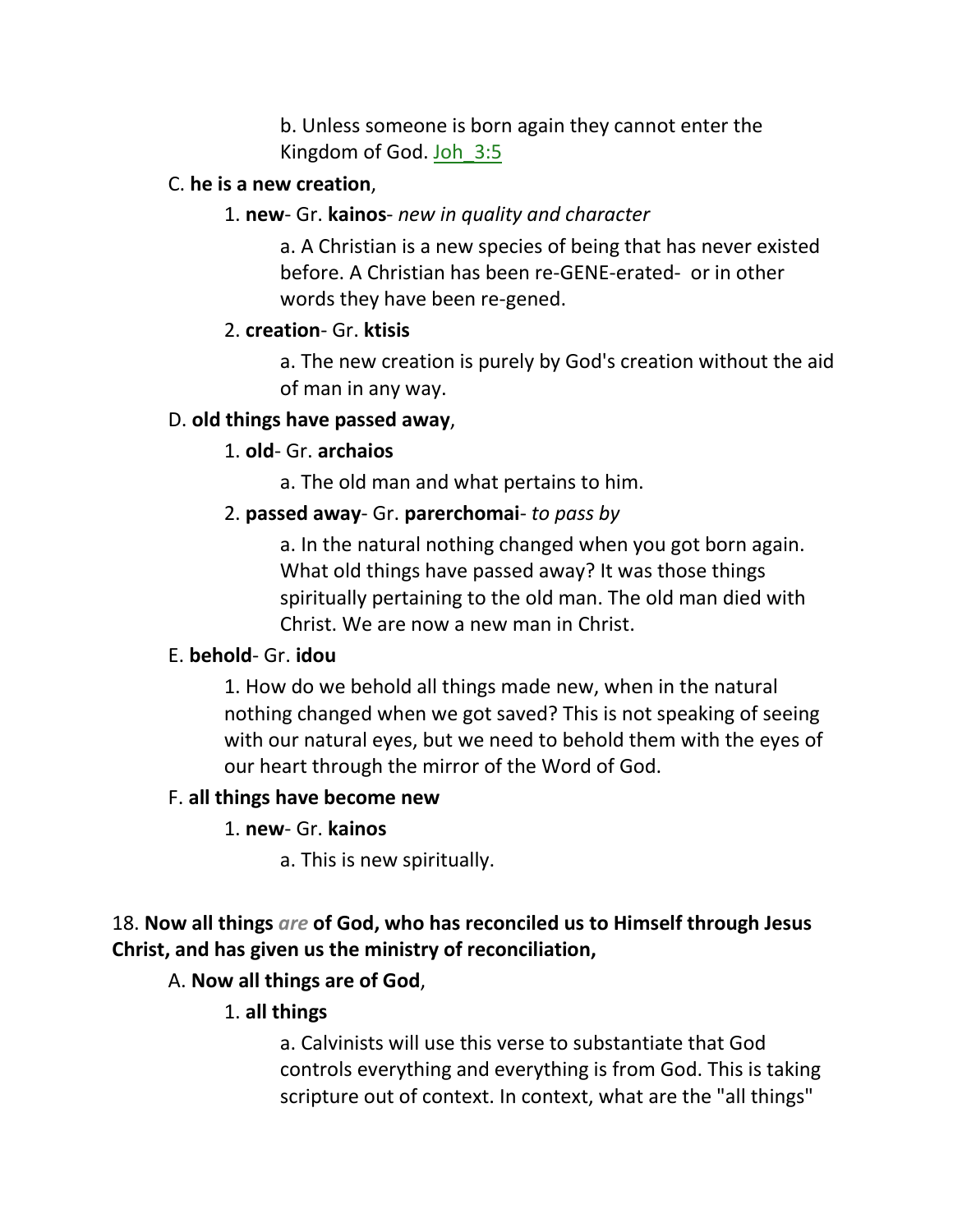b. Unless someone is born again they cannot enter the Kingdom of God. Joh_3:5

C. **he is a new creation**,

1. **new**- Gr. **kainos**- *new in quality and character*

a. A Christian is a new species of being that has never existed before. A Christian has been re-GENE-erated- or in other words they have been re-gened.

2. **creation**- Gr. **ktisis**

a. The new creation is purely by God's creation without the aid of man in any way.

D. **old things have passed away**,

1. **old**- Gr. **archaios**

a. The old man and what pertains to him.

2. **passed away**- Gr. **parerchomai**- *to pass by*

a. In the natural nothing changed when you got born again. What old things have passed away? It was those things spiritually pertaining to the old man. The old man died with Christ. We are now a new man in Christ.

E. **behold**- Gr. **idou**

1. How do we behold all things made new, when in the natural nothing changed when we got saved? This is not speaking of seeing with our natural eyes, but we need to behold them with the eyes of our heart through the mirror of the Word of God.

F. **all things have become new**

1. **new**- Gr. **kainos**

a. This is new spiritually.

18. **Now all things** ***are*** **of God, who has reconciled us to Himself through Jesus Christ, and has given us the ministry of reconciliation,**

A. **Now all things are of God**,

1. **all things**

a. Calvinists will use this verse to substantiate that God controls everything and everything is from God. This is taking scripture out of context. In context, what are the "all things"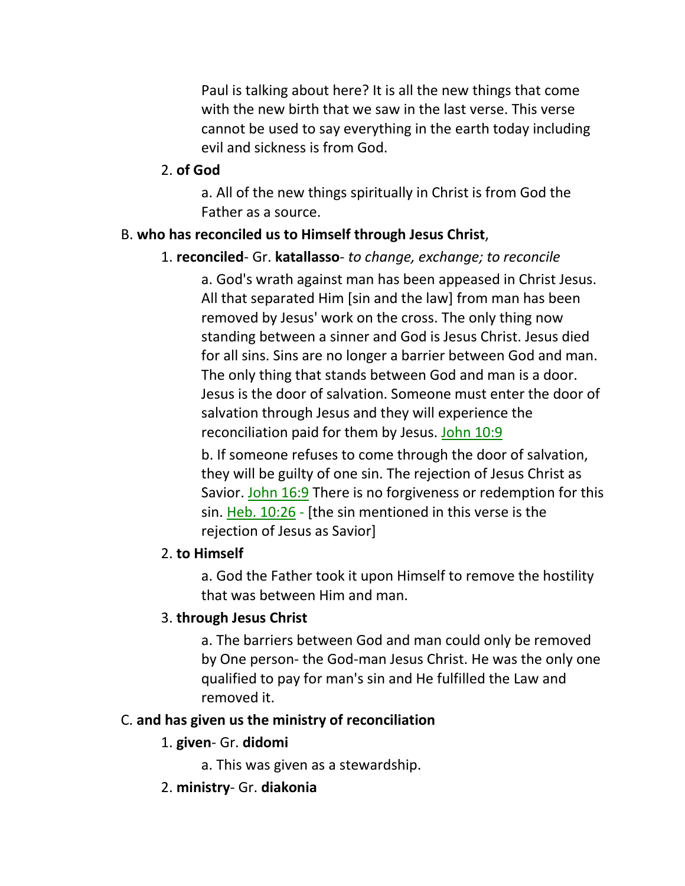Paul is talking about here? It is all the new things that come with the new birth that we saw in the last verse. This verse cannot be used to say everything in the earth today including evil and sickness is from God.

2. **of God**

a. All of the new things spiritually in Christ is from God the Father as a source.

B. **who has reconciled us to Himself through Jesus Christ**,

1. **reconciled**- Gr. **katallasso**- *to change, exchange; to reconcile*

a. God's wrath against man has been appeased in Christ Jesus. All that separated Him [sin and the law] from man has been removed by Jesus' work on the cross. The only thing now standing between a sinner and God is Jesus Christ. Jesus died for all sins. Sins are no longer a barrier between God and man. The only thing that stands between God and man is a door. Jesus is the door of salvation. Someone must enter the door of salvation through Jesus and they will experience the reconciliation paid for them by Jesus. John 10:9

b. If someone refuses to come through the door of salvation, they will be guilty of one sin. The rejection of Jesus Christ as Savior. John 16:9 There is no forgiveness or redemption for this sin. Heb. 10:26 - [the sin mentioned in this verse is the rejection of Jesus as Savior]

2. **to Himself**

a. God the Father took it upon Himself to remove the hostility that was between Him and man.

3. **through Jesus Christ**

a. The barriers between God and man could only be removed by One person- the God-man Jesus Christ. He was the only one qualified to pay for man's sin and He fulfilled the Law and removed it.

C. **and has given us the ministry of reconciliation**

1. **given**- Gr. **didomi**

a. This was given as a stewardship.

2. **ministry**- Gr. **diakonia**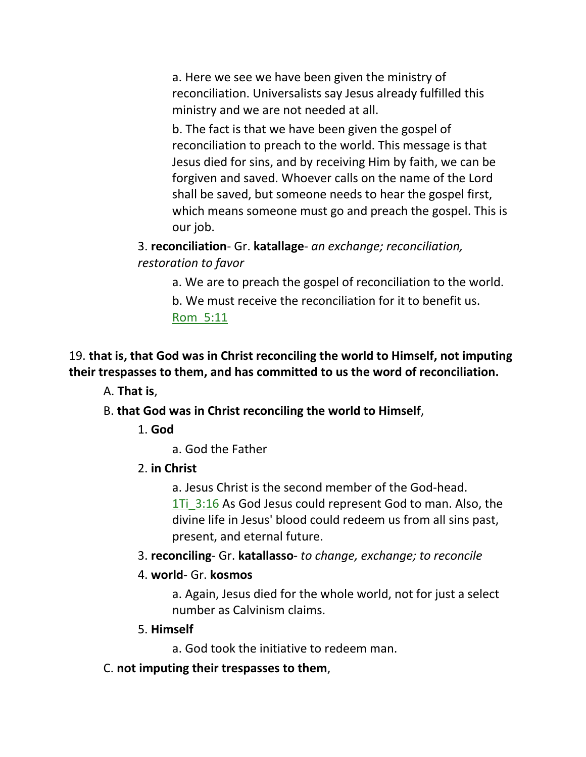a. Here we see we have been given the ministry of reconciliation. Universalists say Jesus already fulfilled this ministry and we are not needed at all.

b. The fact is that we have been given the gospel of reconciliation to preach to the world. This message is that Jesus died for sins, and by receiving Him by faith, we can be forgiven and saved. Whoever calls on the name of the Lord shall be saved, but someone needs to hear the gospel first, which means someone must go and preach the gospel. This is our job.

3. **reconciliation**- Gr. **katallage**- *an exchange; reconciliation, restoration to favor*

a. We are to preach the gospel of reconciliation to the world.

b. We must receive the reconciliation for it to benefit us. Rom_5:11

19. **that is, that God was in Christ reconciling the world to Himself, not imputing their trespasses to them, and has committed to us the word of reconciliation.**

A. **That is**,

B. **that God was in Christ reconciling the world to Himself**,

1. **God**

a. God the Father

2. **in Christ**

a. Jesus Christ is the second member of the God-head. 1Ti_3:16 As God Jesus could represent God to man. Also, the divine life in Jesus' blood could redeem us from all sins past, present, and eternal future.

3. **reconciling**- Gr. **katallasso**- *to change, exchange; to reconcile*

4. **world**- Gr. **kosmos**

a. Again, Jesus died for the whole world, not for just a select number as Calvinism claims.

5. **Himself**

a. God took the initiative to redeem man.

C. **not imputing their trespasses to them**,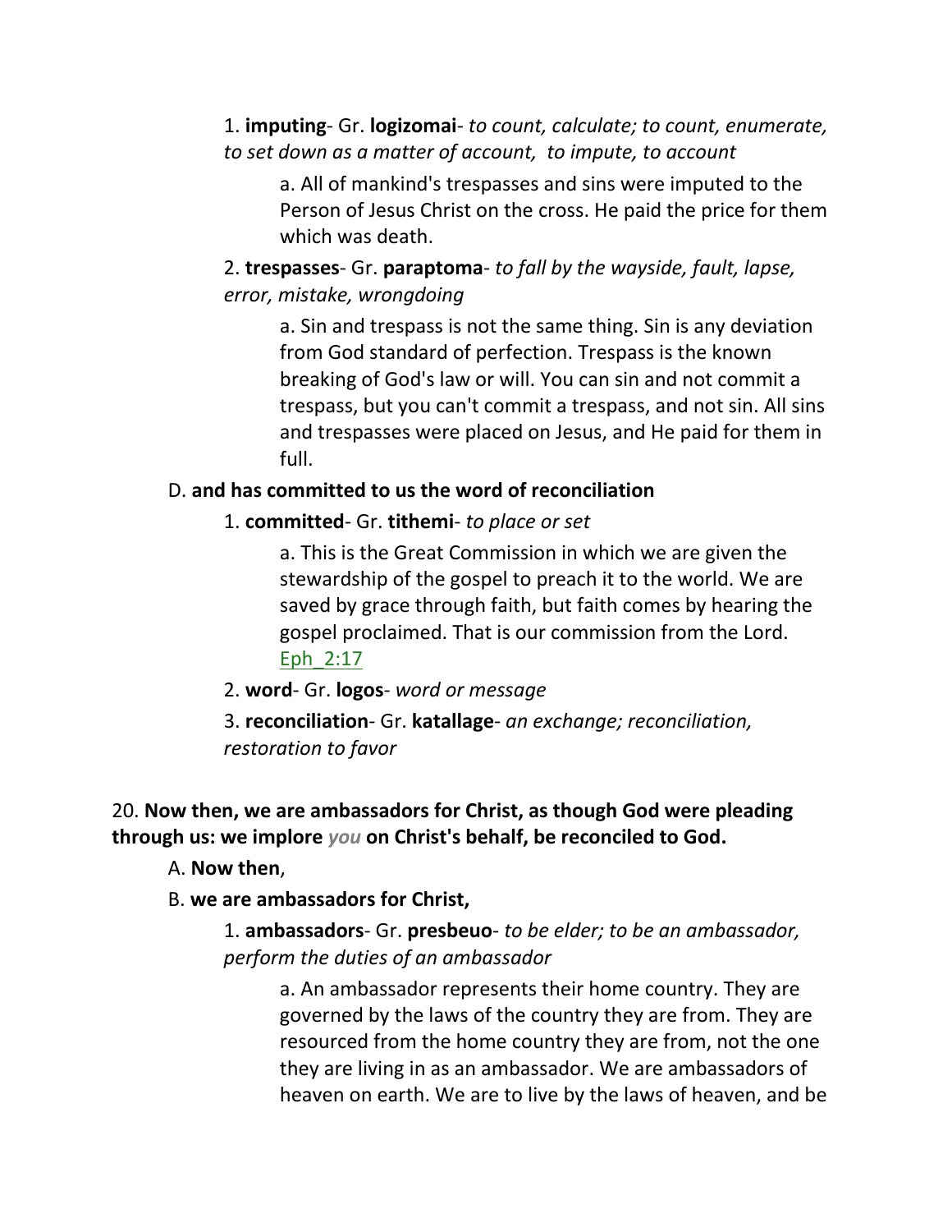1. **imputing**- Gr. **logizomai**- *to count, calculate; to count, enumerate, to set down as a matter of account, to impute, to account*

a. All of mankind's trespasses and sins were imputed to the Person of Jesus Christ on the cross. He paid the price for them which was death.

2. **trespasses**- Gr. **paraptoma**- *to fall by the wayside, fault, lapse, error, mistake, wrongdoing*

a. Sin and trespass is not the same thing. Sin is any deviation from God standard of perfection. Trespass is the known breaking of God's law or will. You can sin and not commit a trespass, but you can't commit a trespass, and not sin. All sins and trespasses were placed on Jesus, and He paid for them in full.

D. **and has committed to us the word of reconciliation**

1. **committed**- Gr. **tithemi**- *to place or set*

a. This is the Great Commission in which we are given the stewardship of the gospel to preach it to the world. We are saved by grace through faith, but faith comes by hearing the gospel proclaimed. That is our commission from the Lord. Eph_2:17

2. **word**- Gr. **logos**- *word or message*

3. **reconciliation**- Gr. **katallage**- *an exchange; reconciliation, restoration to favor*

20. **Now then, we are ambassadors for Christ, as though God were pleading through us: we implore *you* on Christ's behalf, be reconciled to God.**

A. **Now then**,

B. **we are ambassadors for Christ,**

1. **ambassadors**- Gr. **presbeuo**- *to be elder; to be an ambassador, perform the duties of an ambassador*

a. An ambassador represents their home country. They are governed by the laws of the country they are from. They are resourced from the home country they are from, not the one they are living in as an ambassador. We are ambassadors of heaven on earth. We are to live by the laws of heaven, and be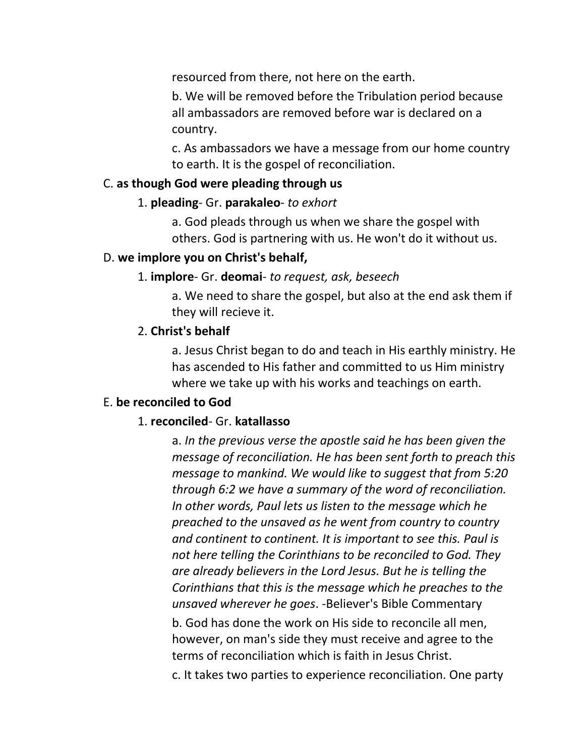resourced from there, not here on the earth.

b. We will be removed before the Tribulation period because all ambassadors are removed before war is declared on a country.

c. As ambassadors we have a message from our home country to earth. It is the gospel of reconciliation.

C. **as though God were pleading through us**

1. **pleading**- Gr. **parakaleo**- *to exhort*

a. God pleads through us when we share the gospel with others. God is partnering with us. He won't do it without us.

D. **we implore you on Christ's behalf,**

1. **implore**- Gr. **deomai**- *to request, ask, beseech*

a. We need to share the gospel, but also at the end ask them if they will recieve it.

2. **Christ's behalf**

a. Jesus Christ began to do and teach in His earthly ministry. He has ascended to His father and committed to us Him ministry where we take up with his works and teachings on earth.

E. **be reconciled to God**

1. **reconciled**- Gr. **katallasso**

a. *In the previous verse the apostle said he has been given the message of reconciliation. He has been sent forth to preach this message to mankind. We would like to suggest that from 5:20 through 6:2 we have a summary of the word of reconciliation. In other words, Paul lets us listen to the message which he preached to the unsaved as he went from country to country and continent to continent. It is important to see this. Paul is not here telling the Corinthians to be reconciled to God. They are already believers in the Lord Jesus. But he is telling the Corinthians that this is the message which he preaches to the unsaved wherever he goes*. -Believer's Bible Commentary

b. God has done the work on His side to reconcile all men, however, on man's side they must receive and agree to the terms of reconciliation which is faith in Jesus Christ.

c. It takes two parties to experience reconciliation. One party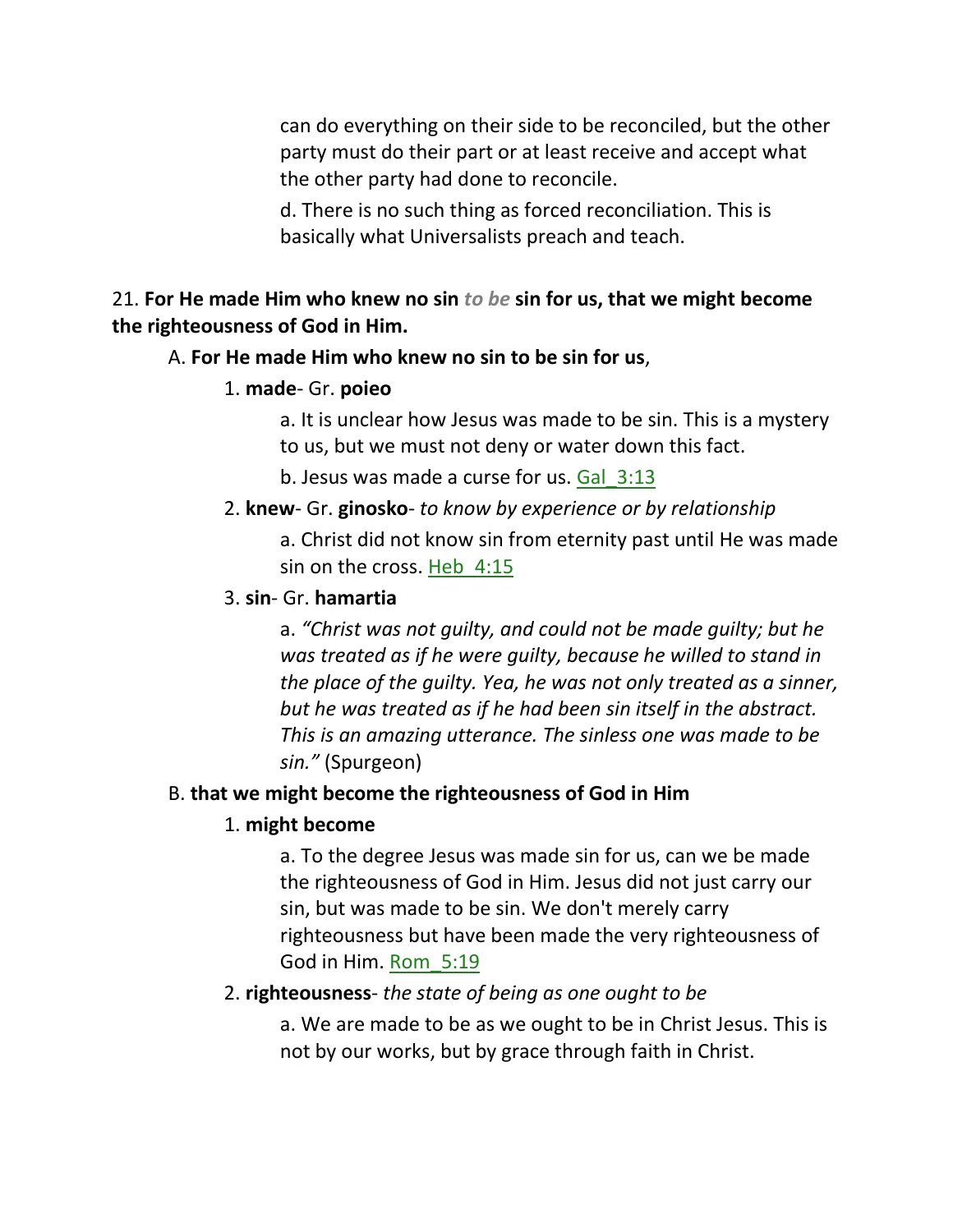can do everything on their side to be reconciled, but the other party must do their part or at least receive and accept what the other party had done to reconcile.

d. There is no such thing as forced reconciliation. This is basically what Universalists preach and teach.

21. **For He made Him who knew no sin** ***to be*** **sin for us, that we might become the righteousness of God in Him.**

A. **For He made Him who knew no sin to be sin for us**,

1. **made**- Gr. **poieo**

a. It is unclear how Jesus was made to be sin. This is a mystery to us, but we must not deny or water down this fact.

b. Jesus was made a curse for us. Gal_3:13

2. **knew**- Gr. **ginosko**- *to know by experience or by relationship*

a. Christ did not know sin from eternity past until He was made sin on the cross. Heb_4:15

3. **sin**- Gr. **hamartia**

a. *"Christ was not guilty, and could not be made guilty; but he was treated as if he were guilty, because he willed to stand in the place of the guilty. Yea, he was not only treated as a sinner, but he was treated as if he had been sin itself in the abstract. This is an amazing utterance. The sinless one was made to be sin."* (Spurgeon)

B. **that we might become the righteousness of God in Him**

1. **might become**

a. To the degree Jesus was made sin for us, can we be made the righteousness of God in Him. Jesus did not just carry our sin, but was made to be sin. We don't merely carry righteousness but have been made the very righteousness of God in Him. Rom_5:19

2. **righteousness**- *the state of being as one ought to be*

a. We are made to be as we ought to be in Christ Jesus. This is not by our works, but by grace through faith in Christ.